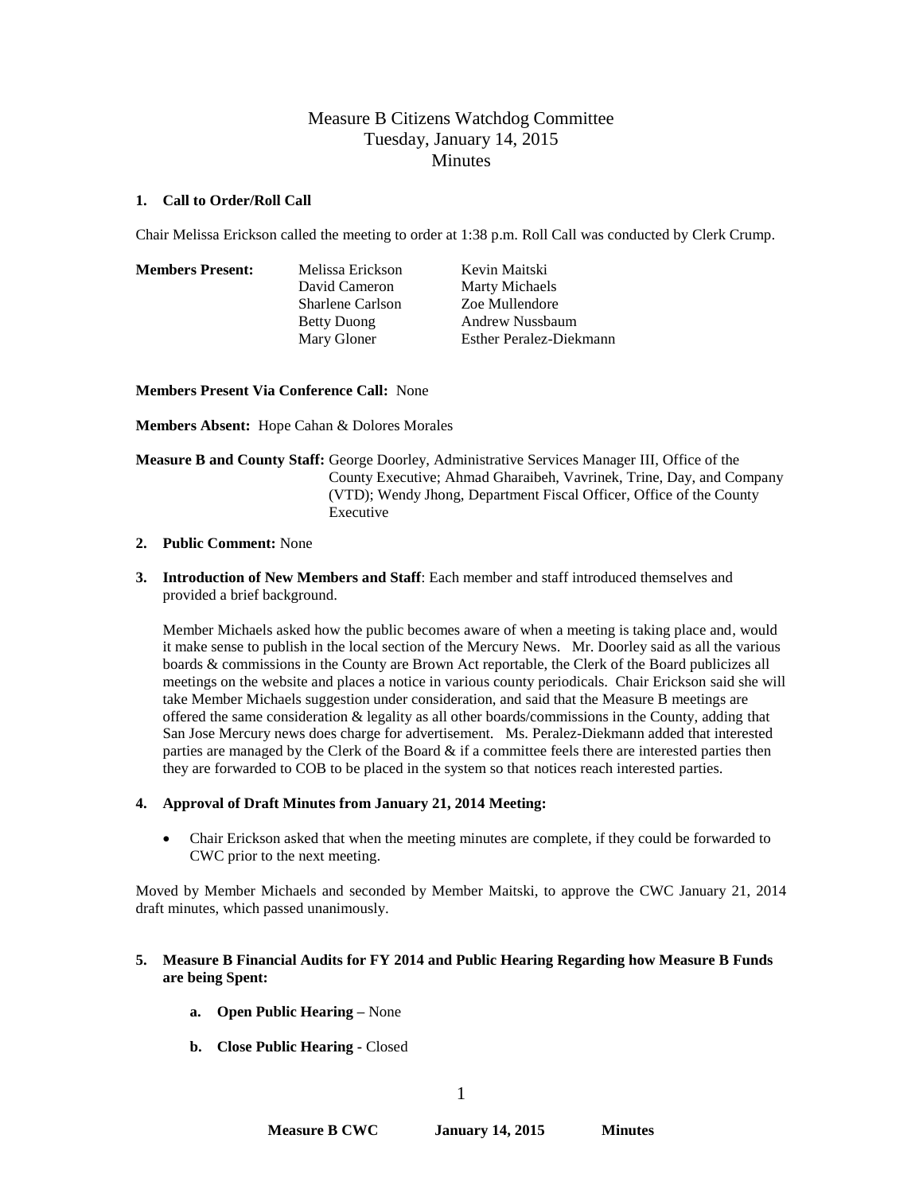# Measure B Citizens Watchdog Committee
## Tuesday, January 14, 2015
## Minutes

**1. Call to Order/Roll Call**

Chair Melissa Erickson called the meeting to order at 1:38 p.m. Roll Call was conducted by Clerk Crump.

| | | |
|---|---|---|
| **Members Present:** | Melissa Erickson | Kevin Maitski |
| | David Cameron | Marty Michaels |
| | Sharlene Carlson | Zoe Mullendore |
| | Betty Duong | Andrew Nussbaum |
| | Mary Gloner | Esther Peralez-Diekmann |

**Members Present Via Conference Call:** None

**Members Absent:** Hope Cahan & Dolores Morales

**Measure B and County Staff:** George Doorley, Administrative Services Manager III, Office of the County Executive; Ahmad Gharaibeh, Vavrinek, Trine, Day, and Company (VTD); Wendy Jhong, Department Fiscal Officer, Office of the County Executive

**2. Public Comment:** None

**3. Introduction of New Members and Staff**: Each member and staff introduced themselves and provided a brief background.

Member Michaels asked how the public becomes aware of when a meeting is taking place and, would it make sense to publish in the local section of the Mercury News. Mr. Doorley said as all the various boards & commissions in the County are Brown Act reportable, the Clerk of the Board publicizes all meetings on the website and places a notice in various county periodicals. Chair Erickson said she will take Member Michaels suggestion under consideration, and said that the Measure B meetings are offered the same consideration & legality as all other boards/commissions in the County, adding that San Jose Mercury news does charge for advertisement. Ms. Peralez-Diekmann added that interested parties are managed by the Clerk of the Board & if a committee feels there are interested parties then they are forwarded to COB to be placed in the system so that notices reach interested parties.

**4. Approval of Draft Minutes from January 21, 2014 Meeting:**

- Chair Erickson asked that when the meeting minutes are complete, if they could be forwarded to CWC prior to the next meeting.

Moved by Member Michaels and seconded by Member Maitski, to approve the CWC January 21, 2014 draft minutes, which passed unanimously.

**5. Measure B Financial Audits for FY 2014 and Public Hearing Regarding how Measure B Funds are being Spent:**

- **a. Open Public Hearing –** None
- **b. Close Public Hearing -** Closed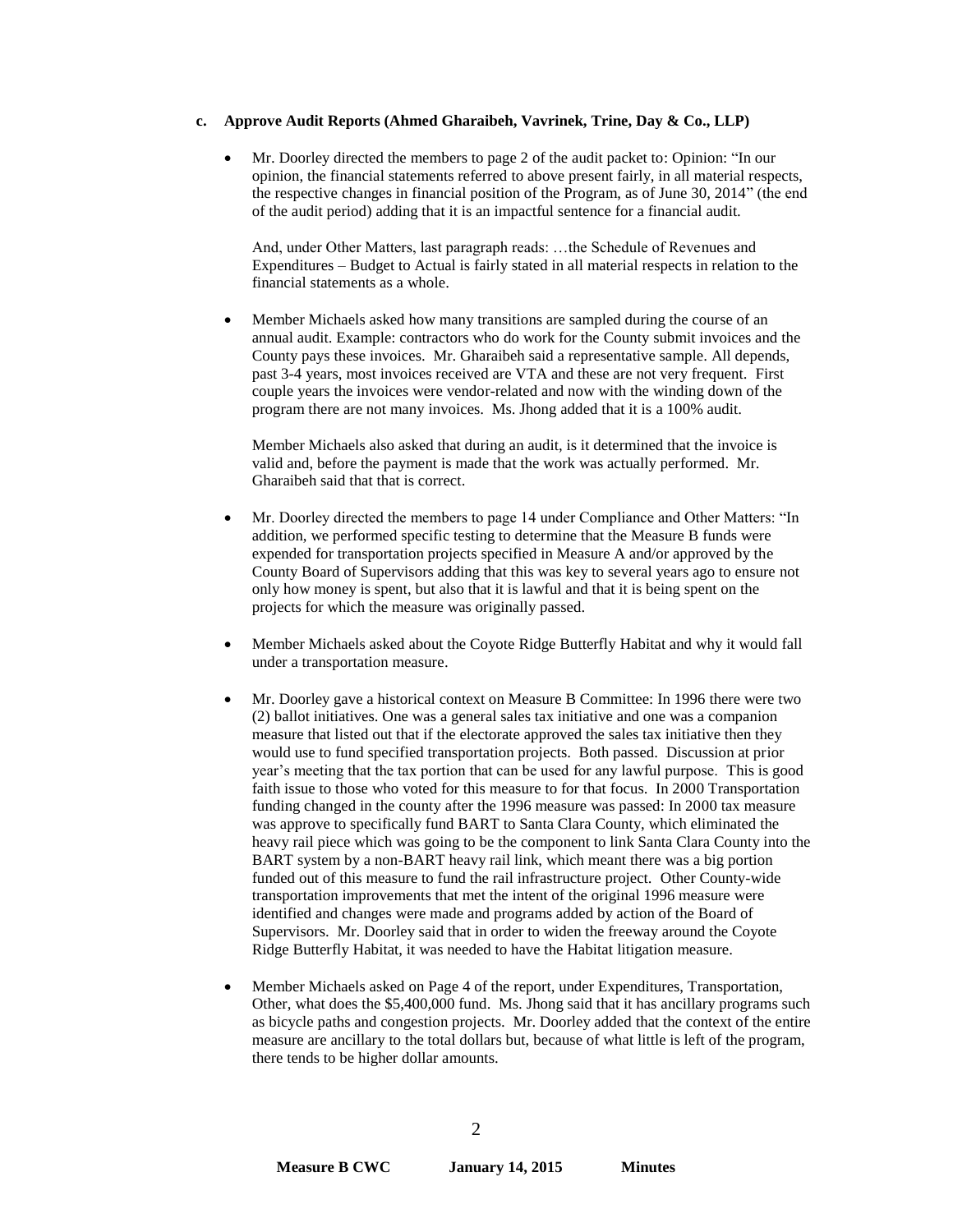**c. Approve Audit Reports (Ahmed Gharaibeh, Vavrinek, Trine, Day & Co., LLP)**

- Mr. Doorley directed the members to page 2 of the audit packet to: Opinion: "In our opinion, the financial statements referred to above present fairly, in all material respects, the respective changes in financial position of the Program, as of June 30, 2014" (the end of the audit period) adding that it is an impactful sentence for a financial audit.

  And, under Other Matters, last paragraph reads: …the Schedule of Revenues and Expenditures – Budget to Actual is fairly stated in all material respects in relation to the financial statements as a whole.

- Member Michaels asked how many transitions are sampled during the course of an annual audit. Example: contractors who do work for the County submit invoices and the County pays these invoices. Mr. Gharaibeh said a representative sample. All depends, past 3-4 years, most invoices received are VTA and these are not very frequent. First couple years the invoices were vendor-related and now with the winding down of the program there are not many invoices. Ms. Jhong added that it is a 100% audit.

  Member Michaels also asked that during an audit, is it determined that the invoice is valid and, before the payment is made that the work was actually performed. Mr. Gharaibeh said that that is correct.

- Mr. Doorley directed the members to page 14 under Compliance and Other Matters: "In addition, we performed specific testing to determine that the Measure B funds were expended for transportation projects specified in Measure A and/or approved by the County Board of Supervisors adding that this was key to several years ago to ensure not only how money is spent, but also that it is lawful and that it is being spent on the projects for which the measure was originally passed.

- Member Michaels asked about the Coyote Ridge Butterfly Habitat and why it would fall under a transportation measure.

- Mr. Doorley gave a historical context on Measure B Committee: In 1996 there were two (2) ballot initiatives. One was a general sales tax initiative and one was a companion measure that listed out that if the electorate approved the sales tax initiative then they would use to fund specified transportation projects. Both passed. Discussion at prior year's meeting that the tax portion that can be used for any lawful purpose. This is good faith issue to those who voted for this measure to for that focus. In 2000 Transportation funding changed in the county after the 1996 measure was passed: In 2000 tax measure was approve to specifically fund BART to Santa Clara County, which eliminated the heavy rail piece which was going to be the component to link Santa Clara County into the BART system by a non-BART heavy rail link, which meant there was a big portion funded out of this measure to fund the rail infrastructure project. Other County-wide transportation improvements that met the intent of the original 1996 measure were identified and changes were made and programs added by action of the Board of Supervisors. Mr. Doorley said that in order to widen the freeway around the Coyote Ridge Butterfly Habitat, it was needed to have the Habitat litigation measure.

- Member Michaels asked on Page 4 of the report, under Expenditures, Transportation, Other, what does the $5,400,000 fund. Ms. Jhong said that it has ancillary programs such as bicycle paths and congestion projects. Mr. Doorley added that the context of the entire measure are ancillary to the total dollars but, because of what little is left of the program, there tends to be higher dollar amounts.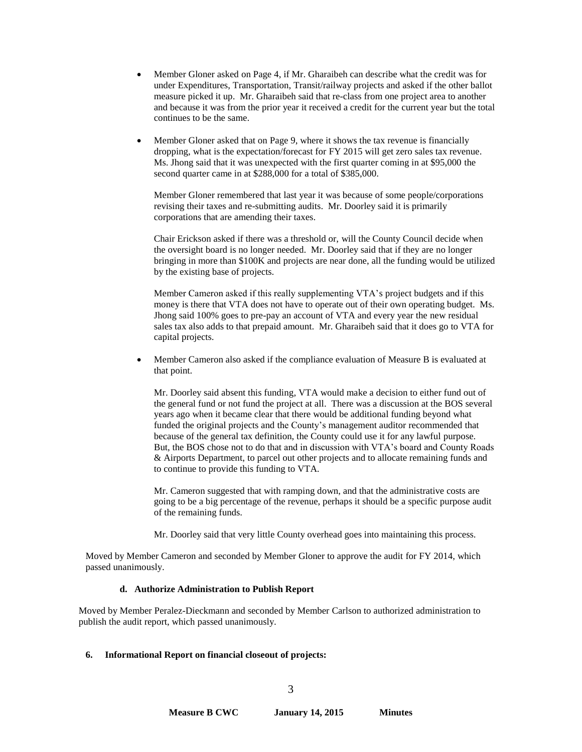- Member Gloner asked on Page 4, if Mr. Gharaibeh can describe what the credit was for under Expenditures, Transportation, Transit/railway projects and asked if the other ballot measure picked it up. Mr. Gharaibeh said that re-class from one project area to another and because it was from the prior year it received a credit for the current year but the total continues to be the same.

- Member Gloner asked that on Page 9, where it shows the tax revenue is financially dropping, what is the expectation/forecast for FY 2015 will get zero sales tax revenue. Ms. Jhong said that it was unexpected with the first quarter coming in at $95,000 the second quarter came in at $288,000 for a total of $385,000.

  Member Gloner remembered that last year it was because of some people/corporations revising their taxes and re-submitting audits. Mr. Doorley said it is primarily corporations that are amending their taxes.

  Chair Erickson asked if there was a threshold or, will the County Council decide when the oversight board is no longer needed. Mr. Doorley said that if they are no longer bringing in more than $100K and projects are near done, all the funding would be utilized by the existing base of projects.

  Member Cameron asked if this really supplementing VTA's project budgets and if this money is there that VTA does not have to operate out of their own operating budget. Ms. Jhong said 100% goes to pre-pay an account of VTA and every year the new residual sales tax also adds to that prepaid amount. Mr. Gharaibeh said that it does go to VTA for capital projects.

- Member Cameron also asked if the compliance evaluation of Measure B is evaluated at that point.

  Mr. Doorley said absent this funding, VTA would make a decision to either fund out of the general fund or not fund the project at all. There was a discussion at the BOS several years ago when it became clear that there would be additional funding beyond what funded the original projects and the County's management auditor recommended that because of the general tax definition, the County could use it for any lawful purpose. But, the BOS chose not to do that and in discussion with VTA's board and County Roads & Airports Department, to parcel out other projects and to allocate remaining funds and to continue to provide this funding to VTA.

  Mr. Cameron suggested that with ramping down, and that the administrative costs are going to be a big percentage of the revenue, perhaps it should be a specific purpose audit of the remaining funds.

  Mr. Doorley said that very little County overhead goes into maintaining this process.

Moved by Member Cameron and seconded by Member Gloner to approve the audit for FY 2014, which passed unanimously.

**d. Authorize Administration to Publish Report**

Moved by Member Peralez-Dieckmann and seconded by Member Carlson to authorized administration to publish the audit report, which passed unanimously.

**6. Informational Report on financial closeout of projects:**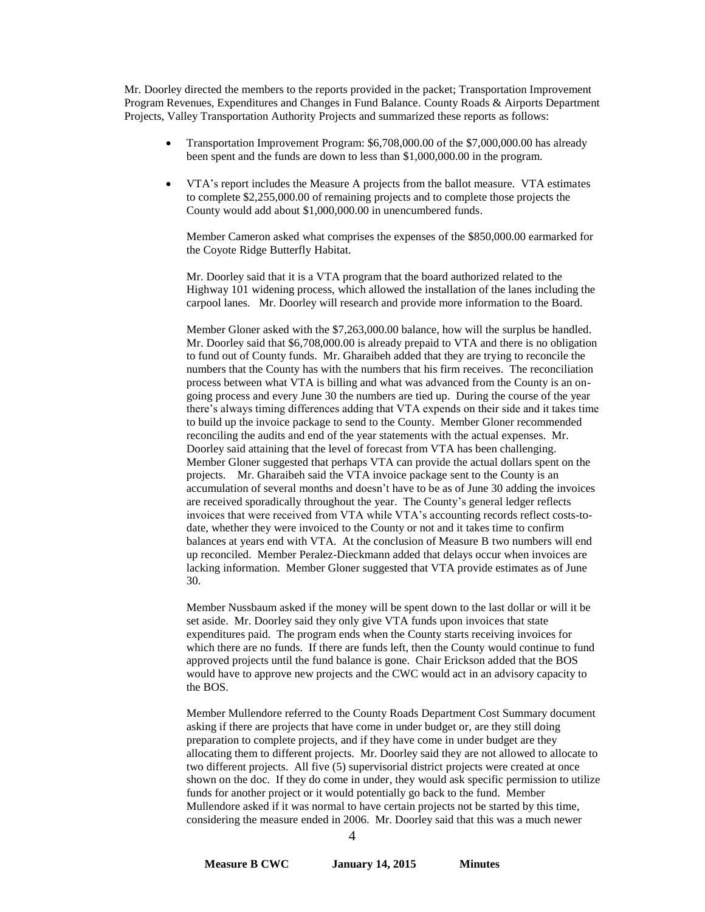Mr. Doorley directed the members to the reports provided in the packet; Transportation Improvement Program Revenues, Expenditures and Changes in Fund Balance. County Roads & Airports Department Projects, Valley Transportation Authority Projects and summarized these reports as follows:

- Transportation Improvement Program: $6,708,000.00 of the $7,000,000.00 has already been spent and the funds are down to less than $1,000,000.00 in the program.

- VTA's report includes the Measure A projects from the ballot measure. VTA estimates to complete $2,255,000.00 of remaining projects and to complete those projects the County would add about $1,000,000.00 in unencumbered funds.

  Member Cameron asked what comprises the expenses of the $850,000.00 earmarked for the Coyote Ridge Butterfly Habitat.

  Mr. Doorley said that it is a VTA program that the board authorized related to the Highway 101 widening process, which allowed the installation of the lanes including the carpool lanes. Mr. Doorley will research and provide more information to the Board.

  Member Gloner asked with the $7,263,000.00 balance, how will the surplus be handled. Mr. Doorley said that $6,708,000.00 is already prepaid to VTA and there is no obligation to fund out of County funds. Mr. Gharaibeh added that they are trying to reconcile the numbers that the County has with the numbers that his firm receives. The reconciliation process between what VTA is billing and what was advanced from the County is an on-going process and every June 30 the numbers are tied up. During the course of the year there's always timing differences adding that VTA expends on their side and it takes time to build up the invoice package to send to the County. Member Gloner recommended reconciling the audits and end of the year statements with the actual expenses. Mr. Doorley said attaining that the level of forecast from VTA has been challenging. Member Gloner suggested that perhaps VTA can provide the actual dollars spent on the projects. Mr. Gharaibeh said the VTA invoice package sent to the County is an accumulation of several months and doesn't have to be as of June 30 adding the invoices are received sporadically throughout the year. The County's general ledger reflects invoices that were received from VTA while VTA's accounting records reflect costs-to-date, whether they were invoiced to the County or not and it takes time to confirm balances at years end with VTA. At the conclusion of Measure B two numbers will end up reconciled. Member Peralez-Dieckmann added that delays occur when invoices are lacking information. Member Gloner suggested that VTA provide estimates as of June 30.

  Member Nussbaum asked if the money will be spent down to the last dollar or will it be set aside. Mr. Doorley said they only give VTA funds upon invoices that state expenditures paid. The program ends when the County starts receiving invoices for which there are no funds. If there are funds left, then the County would continue to fund approved projects until the fund balance is gone. Chair Erickson added that the BOS would have to approve new projects and the CWC would act in an advisory capacity to the BOS.

  Member Mullendore referred to the County Roads Department Cost Summary document asking if there are projects that have come in under budget or, are they still doing preparation to complete projects, and if they have come in under budget are they allocating them to different projects. Mr. Doorley said they are not allowed to allocate to two different projects. All five (5) supervisorial district projects were created at once shown on the doc. If they do come in under, they would ask specific permission to utilize funds for another project or it would potentially go back to the fund. Member Mullendore asked if it was normal to have certain projects not be started by this time, considering the measure ended in 2006. Mr. Doorley said that this was a much newer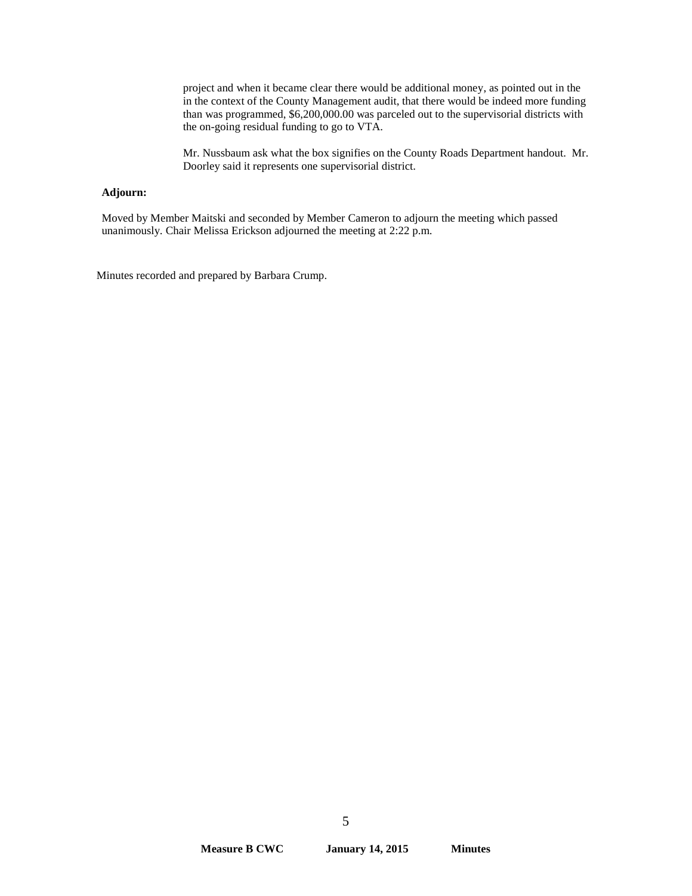project and when it became clear there would be additional money, as pointed out in the in the context of the County Management audit, that there would be indeed more funding than was programmed, $6,200,000.00 was parceled out to the supervisorial districts with the on-going residual funding to go to VTA.

Mr. Nussbaum ask what the box signifies on the County Roads Department handout. Mr. Doorley said it represents one supervisorial district.

**Adjourn:**

Moved by Member Maitski and seconded by Member Cameron to adjourn the meeting which passed unanimously. Chair Melissa Erickson adjourned the meeting at 2:22 p.m.

Minutes recorded and prepared by Barbara Crump.